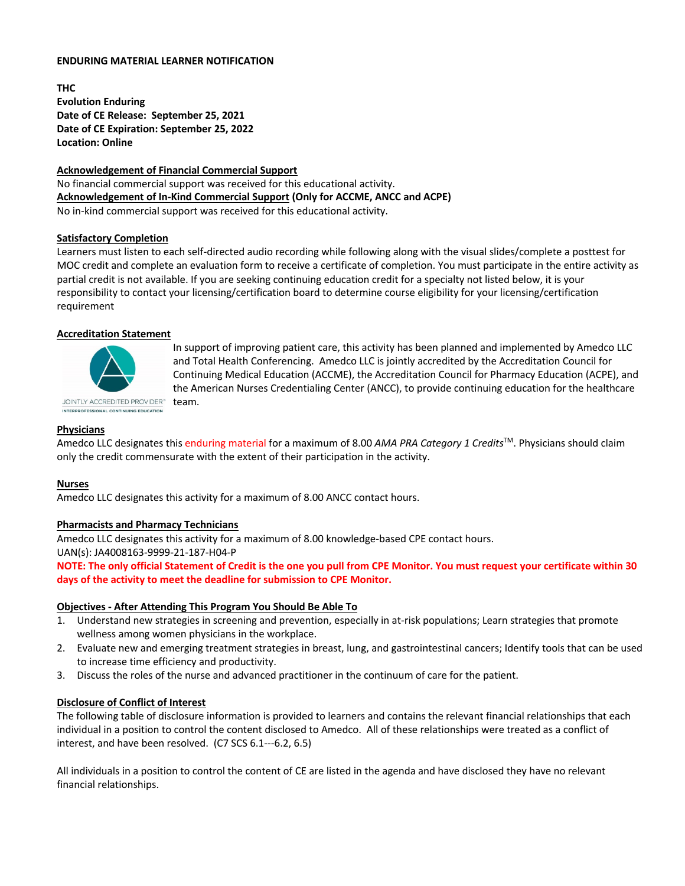**ENDURING MATERIAL LEARNER NOTIFICATION**

**THC**
**Evolution Enduring**
**Date of CE Release: September 25, 2021**
**Date of CE Expiration: September 25, 2022**
**Location: Online**

**Acknowledgement of Financial Commercial Support**
No financial commercial support was received for this educational activity.
**Acknowledgement of In-Kind Commercial Support (Only for ACCME, ANCC and ACPE)**
No in-kind commercial support was received for this educational activity.

**Satisfactory Completion**
Learners must listen to each self-directed audio recording while following along with the visual slides/complete a posttest for MOC credit and complete an evaluation form to receive a certificate of completion. You must participate in the entire activity as partial credit is not available. If you are seeking continuing education credit for a specialty not listed below, it is your responsibility to contact your licensing/certification board to determine course eligibility for your licensing/certification requirement

**Accreditation Statement**

JOINTLY ACCREDITED PROVIDER™
INTERPROFESSIONAL CONTINUING EDUCATION

In support of improving patient care, this activity has been planned and implemented by Amedco LLC and Total Health Conferencing. Amedco LLC is jointly accredited by the Accreditation Council for Continuing Medical Education (ACCME), the Accreditation Council for Pharmacy Education (ACPE), and the American Nurses Credentialing Center (ANCC), to provide continuing education for the healthcare team.

**Physicians**
Amedco LLC designates this enduring material for a maximum of 8.00 *AMA PRA Category 1 Credits*™. Physicians should claim only the credit commensurate with the extent of their participation in the activity.

**Nurses**
Amedco LLC designates this activity for a maximum of 8.00 ANCC contact hours.

**Pharmacists and Pharmacy Technicians**
Amedco LLC designates this activity for a maximum of 8.00 knowledge-based CPE contact hours.
UAN(s): JA4008163-9999-21-187-H04-P
**NOTE: The only official Statement of Credit is the one you pull from CPE Monitor. You must request your certificate within 30 days of the activity to meet the deadline for submission to CPE Monitor.**

**Objectives - After Attending This Program You Should Be Able To**

1. Understand new strategies in screening and prevention, especially in at-risk populations; Learn strategies that promote wellness among women physicians in the workplace.
2. Evaluate new and emerging treatment strategies in breast, lung, and gastrointestinal cancers; Identify tools that can be used to increase time efficiency and productivity.
3. Discuss the roles of the nurse and advanced practitioner in the continuum of care for the patient.

**Disclosure of Conflict of Interest**
The following table of disclosure information is provided to learners and contains the relevant financial relationships that each individual in a position to control the content disclosed to Amedco. All of these relationships were treated as a conflict of interest, and have been resolved. (C7 SCS 6.1---6.2, 6.5)

All individuals in a position to control the content of CE are listed in the agenda and have disclosed they have no relevant financial relationships.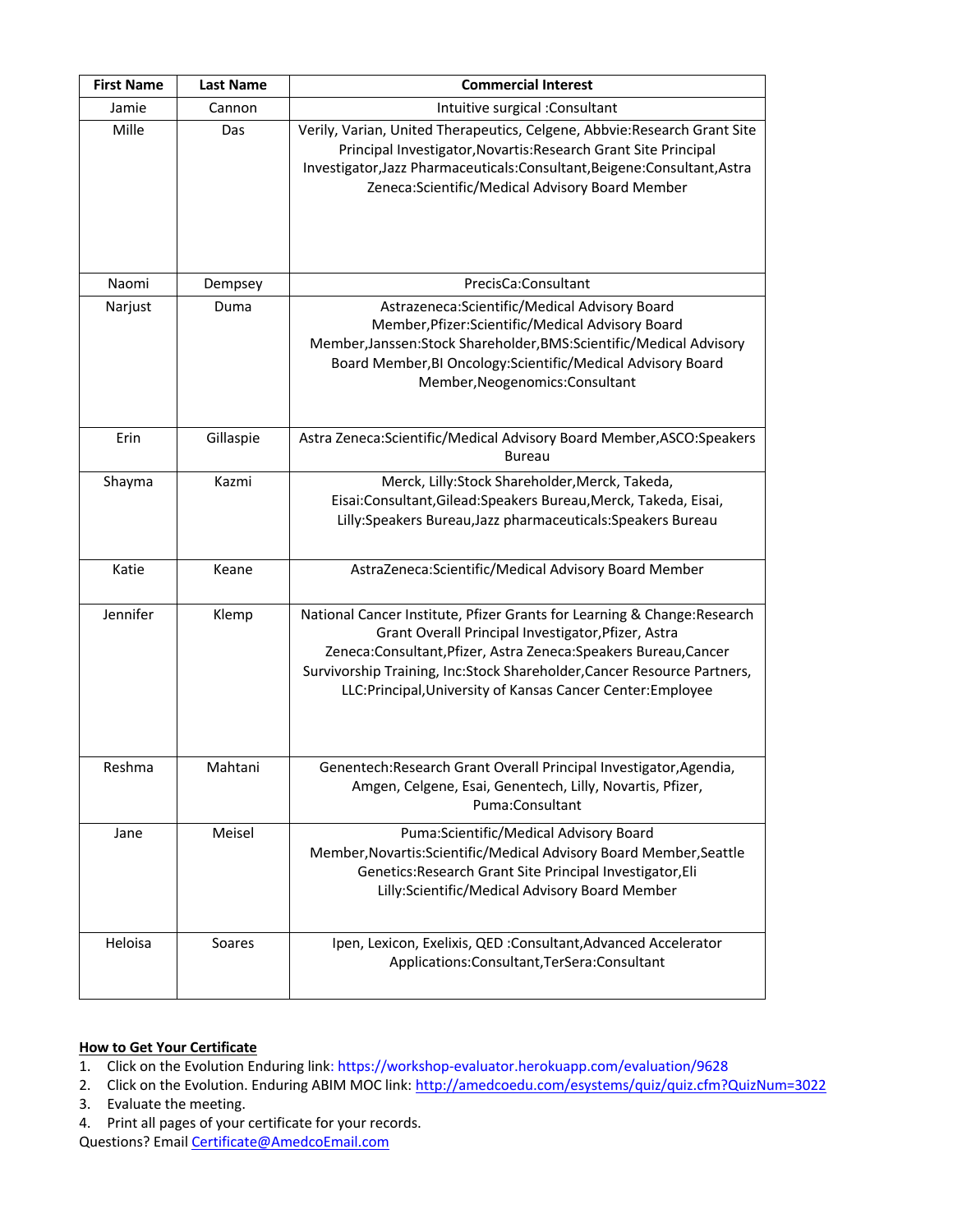| First Name | Last Name | Commercial Interest |
| --- | --- | --- |
| Jamie | Cannon | Intuitive surgical :Consultant |
| Mille | Das | Verily, Varian, United Therapeutics, Celgene, Abbvie:Research Grant Site Principal Investigator,Novartis:Research Grant Site Principal Investigator,Jazz Pharmaceuticals:Consultant,Beigene:Consultant,Astra Zeneca:Scientific/Medical Advisory Board Member |
| Naomi | Dempsey | PrecisCa:Consultant |
| Narjust | Duma | Astrazeneca:Scientific/Medical Advisory Board Member,Pfizer:Scientific/Medical Advisory Board Member,Janssen:Stock Shareholder,BMS:Scientific/Medical Advisory Board Member,BI Oncology:Scientific/Medical Advisory Board Member,Neogenomics:Consultant |
| Erin | Gillaspie | Astra Zeneca:Scientific/Medical Advisory Board Member,ASCO:Speakers Bureau |
| Shayma | Kazmi | Merck, Lilly:Stock Shareholder,Merck, Takeda, Eisai:Consultant,Gilead:Speakers Bureau,Merck, Takeda, Eisai, Lilly:Speakers Bureau,Jazz pharmaceuticals:Speakers Bureau |
| Katie | Keane | AstraZeneca:Scientific/Medical Advisory Board Member |
| Jennifer | Klemp | National Cancer Institute, Pfizer Grants for Learning & Change:Research Grant Overall Principal Investigator,Pfizer, Astra Zeneca:Consultant,Pfizer, Astra Zeneca:Speakers Bureau,Cancer Survivorship Training, Inc:Stock Shareholder,Cancer Resource Partners, LLC:Principal,University of Kansas Cancer Center:Employee |
| Reshma | Mahtani | Genentech:Research Grant Overall Principal Investigator,Agendia, Amgen, Celgene, Esai, Genentech, Lilly, Novartis, Pfizer, Puma:Consultant |
| Jane | Meisel | Puma:Scientific/Medical Advisory Board Member,Novartis:Scientific/Medical Advisory Board Member,Seattle Genetics:Research Grant Site Principal Investigator,Eli Lilly:Scientific/Medical Advisory Board Member |
| Heloisa | Soares | Ipen, Lexicon, Exelixis, QED :Consultant,Advanced Accelerator Applications:Consultant,TerSera:Consultant |

**How to Get Your Certificate**

1. Click on the Evolution Enduring link: https://workshop-evaluator.herokuapp.com/evaluation/9628
2. Click on the Evolution. Enduring ABIM MOC link: http://amedcoedu.com/esystems/quiz/quiz.cfm?QuizNum=3022
3. Evaluate the meeting.
4. Print all pages of your certificate for your records.

Questions? Email Certificate@AmedcoEmail.com